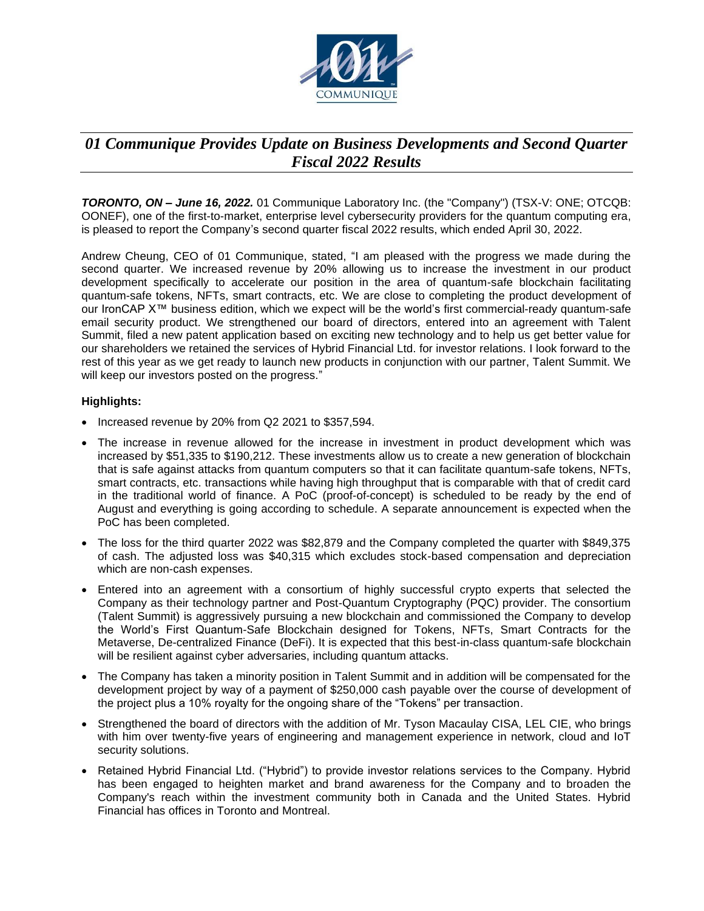# *01 Communique Provides Update on Business Developments and Second Quarter Fiscal 2022 Results*

***TORONTO, ON – June 16, 2022.*** 01 Communique Laboratory Inc. (the "Company") (TSX-V: ONE; OTCQB: OONEF), one of the first-to-market, enterprise level cybersecurity providers for the quantum computing era, is pleased to report the Company's second quarter fiscal 2022 results, which ended April 30, 2022.

Andrew Cheung, CEO of 01 Communique, stated, "I am pleased with the progress we made during the second quarter. We increased revenue by 20% allowing us to increase the investment in our product development specifically to accelerate our position in the area of quantum-safe blockchain facilitating quantum-safe tokens, NFTs, smart contracts, etc. We are close to completing the product development of our IronCAP X™ business edition, which we expect will be the world's first commercial-ready quantum-safe email security product. We strengthened our board of directors, entered into an agreement with Talent Summit, filed a new patent application based on exciting new technology and to help us get better value for our shareholders we retained the services of Hybrid Financial Ltd. for investor relations. I look forward to the rest of this year as we get ready to launch new products in conjunction with our partner, Talent Summit. We will keep our investors posted on the progress."

**Highlights:**

- Increased revenue by 20% from Q2 2021 to $357,594.
- The increase in revenue allowed for the increase in investment in product development which was increased by $51,335 to $190,212. These investments allow us to create a new generation of blockchain that is safe against attacks from quantum computers so that it can facilitate quantum-safe tokens, NFTs, smart contracts, etc. transactions while having high throughput that is comparable with that of credit card in the traditional world of finance. A PoC (proof-of-concept) is scheduled to be ready by the end of August and everything is going according to schedule. A separate announcement is expected when the PoC has been completed.
- The loss for the third quarter 2022 was $82,879 and the Company completed the quarter with $849,375 of cash. The adjusted loss was $40,315 which excludes stock-based compensation and depreciation which are non-cash expenses.
- Entered into an agreement with a consortium of highly successful crypto experts that selected the Company as their technology partner and Post-Quantum Cryptography (PQC) provider. The consortium (Talent Summit) is aggressively pursuing a new blockchain and commissioned the Company to develop the World's First Quantum-Safe Blockchain designed for Tokens, NFTs, Smart Contracts for the Metaverse, De-centralized Finance (DeFi). It is expected that this best-in-class quantum-safe blockchain will be resilient against cyber adversaries, including quantum attacks.
- The Company has taken a minority position in Talent Summit and in addition will be compensated for the development project by way of a payment of $250,000 cash payable over the course of development of the project plus a 10% royalty for the ongoing share of the "Tokens" per transaction.
- Strengthened the board of directors with the addition of Mr. Tyson Macaulay CISA, LEL CIE, who brings with him over twenty-five years of engineering and management experience in network, cloud and IoT security solutions.
- Retained Hybrid Financial Ltd. ("Hybrid") to provide investor relations services to the Company. Hybrid has been engaged to heighten market and brand awareness for the Company and to broaden the Company's reach within the investment community both in Canada and the United States. Hybrid Financial has offices in Toronto and Montreal.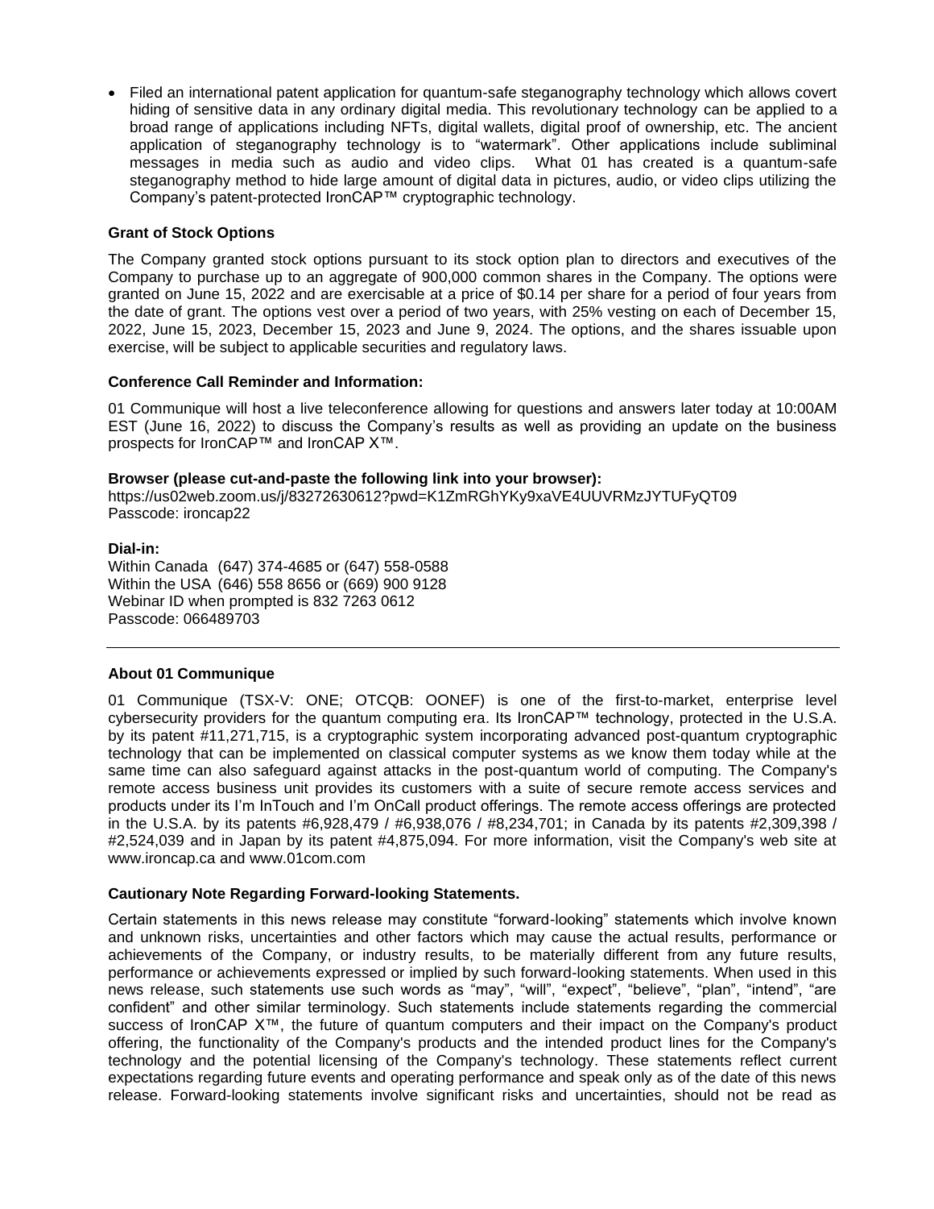- Filed an international patent application for quantum-safe steganography technology which allows covert hiding of sensitive data in any ordinary digital media. This revolutionary technology can be applied to a broad range of applications including NFTs, digital wallets, digital proof of ownership, etc. The ancient application of steganography technology is to "watermark". Other applications include subliminal messages in media such as audio and video clips. What 01 has created is a quantum-safe steganography method to hide large amount of digital data in pictures, audio, or video clips utilizing the Company's patent-protected IronCAP™ cryptographic technology.

**Grant of Stock Options**

The Company granted stock options pursuant to its stock option plan to directors and executives of the Company to purchase up to an aggregate of 900,000 common shares in the Company. The options were granted on June 15, 2022 and are exercisable at a price of $0.14 per share for a period of four years from the date of grant. The options vest over a period of two years, with 25% vesting on each of December 15, 2022, June 15, 2023, December 15, 2023 and June 9, 2024. The options, and the shares issuable upon exercise, will be subject to applicable securities and regulatory laws.

**Conference Call Reminder and Information:**

01 Communique will host a live teleconference allowing for questions and answers later today at 10:00AM EST (June 16, 2022) to discuss the Company's results as well as providing an update on the business prospects for IronCAP™ and IronCAP X™.

**Browser (please cut-and-paste the following link into your browser):**
https://us02web.zoom.us/j/83272630612?pwd=K1ZmRGhYKy9xaVE4UUVRMzJYTUFyQT09
Passcode: ironcap22

**Dial-in:**
Within Canada (647) 374-4685 or (647) 558-0588
Within the USA (646) 558 8656 or (669) 900 9128
Webinar ID when prompted is 832 7263 0612
Passcode: 066489703

---

**About 01 Communique**

01 Communique (TSX-V: ONE; OTCQB: OONEF) is one of the first-to-market, enterprise level cybersecurity providers for the quantum computing era. Its IronCAP™ technology, protected in the U.S.A. by its patent #11,271,715, is a cryptographic system incorporating advanced post-quantum cryptographic technology that can be implemented on classical computer systems as we know them today while at the same time can also safeguard against attacks in the post-quantum world of computing. The Company's remote access business unit provides its customers with a suite of secure remote access services and products under its I'm InTouch and I'm OnCall product offerings. The remote access offerings are protected in the U.S.A. by its patents #6,928,479 / #6,938,076 / #8,234,701; in Canada by its patents #2,309,398 / #2,524,039 and in Japan by its patent #4,875,094. For more information, visit the Company's web site at www.ironcap.ca and www.01com.com

**Cautionary Note Regarding Forward-looking Statements.**

Certain statements in this news release may constitute "forward-looking" statements which involve known and unknown risks, uncertainties and other factors which may cause the actual results, performance or achievements of the Company, or industry results, to be materially different from any future results, performance or achievements expressed or implied by such forward-looking statements. When used in this news release, such statements use such words as "may", "will", "expect", "believe", "plan", "intend", "are confident" and other similar terminology. Such statements include statements regarding the commercial success of IronCAP X™, the future of quantum computers and their impact on the Company's product offering, the functionality of the Company's products and the intended product lines for the Company's technology and the potential licensing of the Company's technology. These statements reflect current expectations regarding future events and operating performance and speak only as of the date of this news release. Forward-looking statements involve significant risks and uncertainties, should not be read as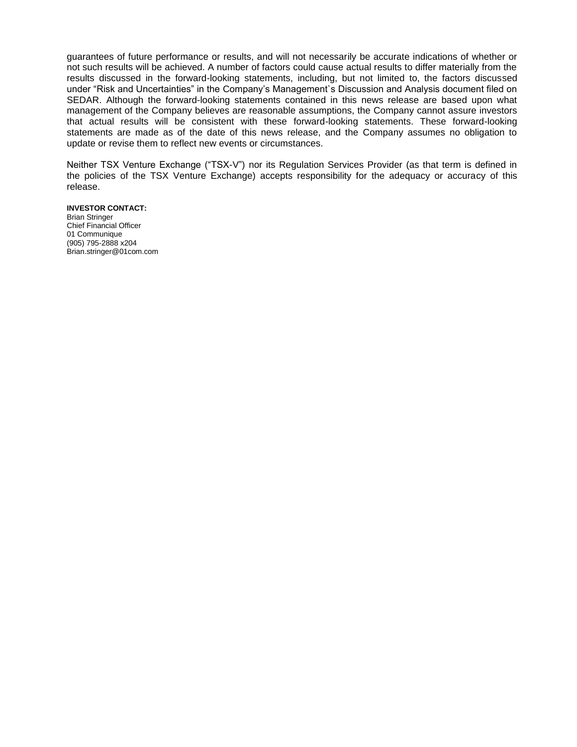guarantees of future performance or results, and will not necessarily be accurate indications of whether or not such results will be achieved. A number of factors could cause actual results to differ materially from the results discussed in the forward-looking statements, including, but not limited to, the factors discussed under "Risk and Uncertainties" in the Company's Management`s Discussion and Analysis document filed on SEDAR. Although the forward-looking statements contained in this news release are based upon what management of the Company believes are reasonable assumptions, the Company cannot assure investors that actual results will be consistent with these forward-looking statements. These forward-looking statements are made as of the date of this news release, and the Company assumes no obligation to update or revise them to reflect new events or circumstances.

Neither TSX Venture Exchange ("TSX-V") nor its Regulation Services Provider (as that term is defined in the policies of the TSX Venture Exchange) accepts responsibility for the adequacy or accuracy of this release.

**INVESTOR CONTACT:**
Brian Stringer
Chief Financial Officer
01 Communique
(905) 795-2888 x204
Brian.stringer@01com.com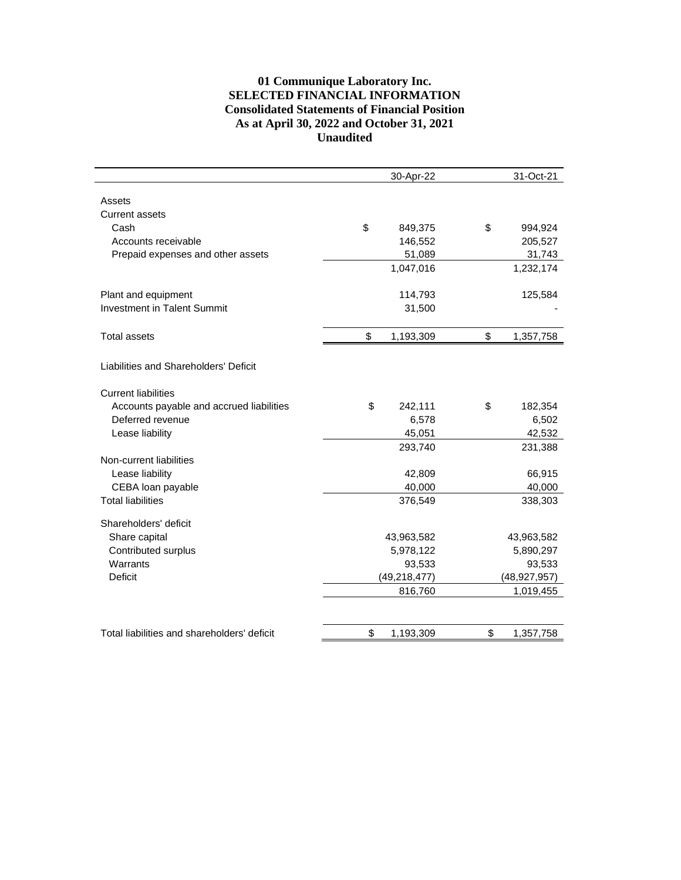# 01 Communique Laboratory Inc.
## SELECTED FINANCIAL INFORMATION
### Consolidated Statements of Financial Position
### As at April 30, 2022 and October 31, 2021
### Unaudited

| | 30-Apr-22 | 31-Oct-21 |
|---|---|---|
| Assets | | |
| Current assets | | |
| Cash | $ 849,375 | $ 994,924 |
| Accounts receivable | 146,552 | 205,527 |
| Prepaid expenses and other assets | 51,089 | 31,743 |
| | 1,047,016 | 1,232,174 |
| Plant and equipment | 114,793 | 125,584 |
| Investment in Talent Summit | 31,500 | - |
| Total assets | $ 1,193,309 | $ 1,357,758 |
| Liabilities and Shareholders' Deficit | | |
| Current liabilities | | |
| Accounts payable and accrued liabilities | $ 242,111 | $ 182,354 |
| Deferred revenue | 6,578 | 6,502 |
| Lease liability | 45,051 | 42,532 |
| | 293,740 | 231,388 |
| Non-current liabilities | | |
| Lease liability | 42,809 | 66,915 |
| CEBA loan payable | 40,000 | 40,000 |
| Total liabilities | 376,549 | 338,303 |
| Shareholders' deficit | | |
| Share capital | 43,963,582 | 43,963,582 |
| Contributed surplus | 5,978,122 | 5,890,297 |
| Warrants | 93,533 | 93,533 |
| Deficit | (49,218,477) | (48,927,957) |
| | 816,760 | 1,019,455 |
| Total liabilities and shareholders' deficit | $ 1,193,309 | $ 1,357,758 |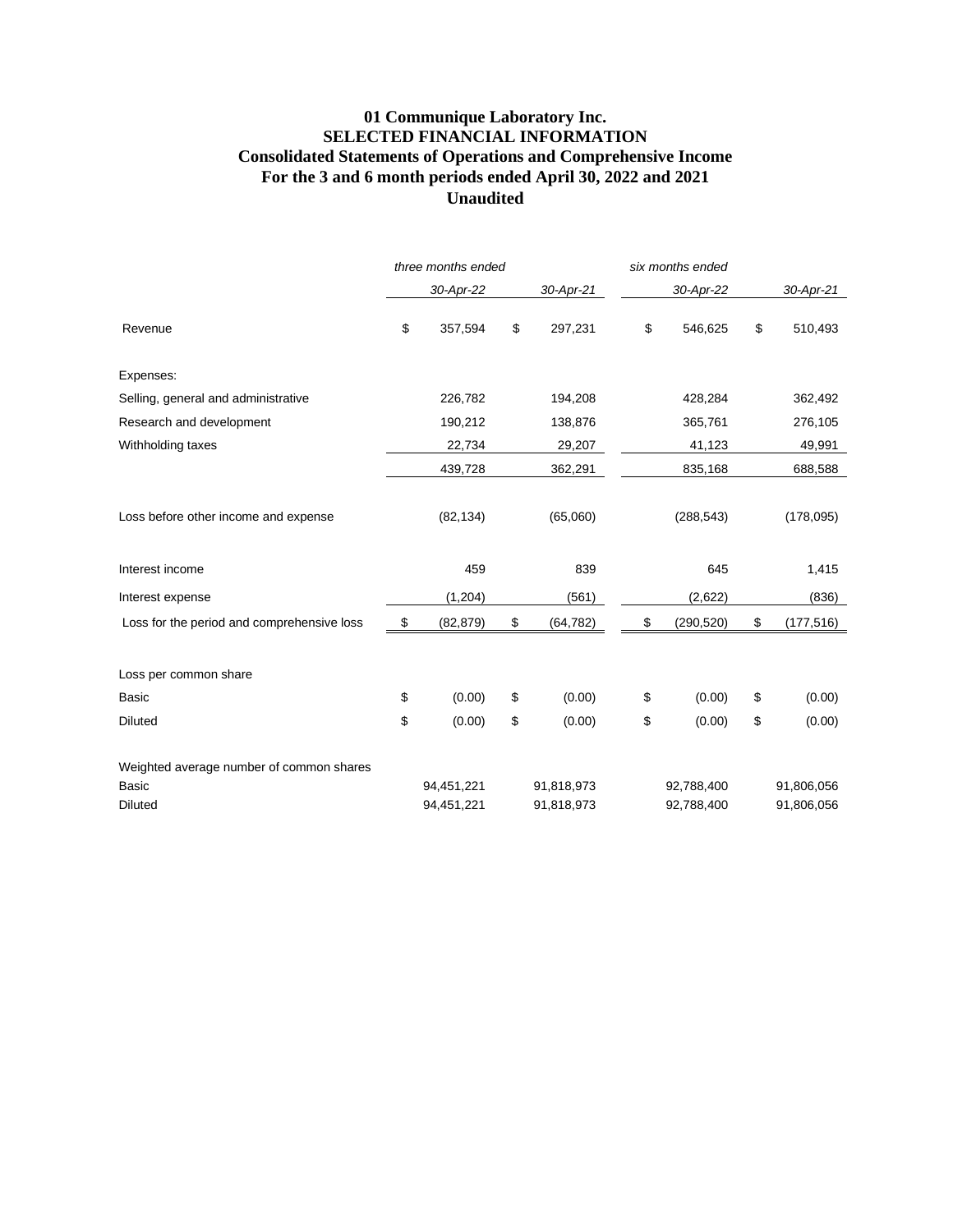# 01 Communique Laboratory Inc.
## SELECTED FINANCIAL INFORMATION
## Consolidated Statements of Operations and Comprehensive Income
## For the 3 and 6 month periods ended April 30, 2022 and 2021
## Unaudited

| | *three months ended* | | *six months ended* | |
|---|---|---|---|---|
| | *30-Apr-22* | *30-Apr-21* | *30-Apr-22* | *30-Apr-21* |
| Revenue | $ 357,594 | $ 297,231 | $ 546,625 | $ 510,493 |
| Expenses: | | | | |
| Selling, general and administrative | 226,782 | 194,208 | 428,284 | 362,492 |
| Research and development | 190,212 | 138,876 | 365,761 | 276,105 |
| Withholding taxes | 22,734 | 29,207 | 41,123 | 49,991 |
| | 439,728 | 362,291 | 835,168 | 688,588 |
| Loss before other income and expense | (82,134) | (65,060) | (288,543) | (178,095) |
| Interest income | 459 | 839 | 645 | 1,415 |
| Interest expense | (1,204) | (561) | (2,622) | (836) |
| Loss for the period and comprehensive loss | $ (82,879) | $ (64,782) | $ (290,520) | $ (177,516) |
| Loss per common share | | | | |
| Basic | $ (0.00) | $ (0.00) | $ (0.00) | $ (0.00) |
| Diluted | $ (0.00) | $ (0.00) | $ (0.00) | $ (0.00) |
| Weighted average number of common shares | | | | |
| Basic | 94,451,221 | 91,818,973 | 92,788,400 | 91,806,056 |
| Diluted | 94,451,221 | 91,818,973 | 92,788,400 | 91,806,056 |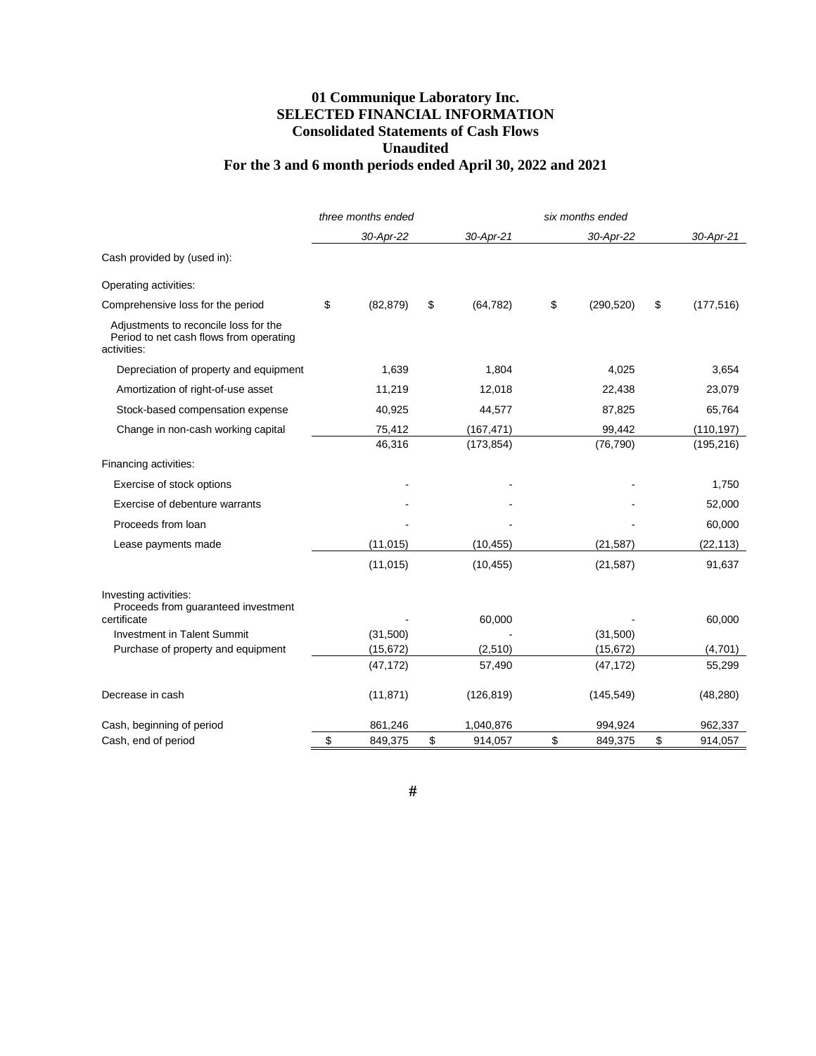# 01 Communique Laboratory Inc.
## SELECTED FINANCIAL INFORMATION
## Consolidated Statements of Cash Flows
## Unaudited
## For the 3 and 6 month periods ended April 30, 2022 and 2021

| | *three months ended* | | *six months ended* | |
|---|---|---|---|---|
| | *30-Apr-22* | *30-Apr-21* | *30-Apr-22* | *30-Apr-21* |
| Cash provided by (used in): | | | | |
| Operating activities: | | | | |
| Comprehensive loss for the period | $ (82,879) | $ (64,782) | $ (290,520) | $ (177,516) |
| Adjustments to reconcile loss for the Period to net cash flows from operating activities: | | | | |
| Depreciation of property and equipment | 1,639 | 1,804 | 4,025 | 3,654 |
| Amortization of right-of-use asset | 11,219 | 12,018 | 22,438 | 23,079 |
| Stock-based compensation expense | 40,925 | 44,577 | 87,825 | 65,764 |
| Change in non-cash working capital | 75,412 | (167,471) | 99,442 | (110,197) |
| | 46,316 | (173,854) | (76,790) | (195,216) |
| Financing activities: | | | | |
| Exercise of stock options | - | - | - | 1,750 |
| Exercise of debenture warrants | - | - | - | 52,000 |
| Proceeds from loan | - | - | - | 60,000 |
| Lease payments made | (11,015) | (10,455) | (21,587) | (22,113) |
| | (11,015) | (10,455) | (21,587) | 91,637 |
| Investing activities: | | | | |
| Proceeds from guaranteed investment certificate | - | 60,000 | - | 60,000 |
| Investment in Talent Summit | (31,500) | - | (31,500) | |
| Purchase of property and equipment | (15,672) | (2,510) | (15,672) | (4,701) |
| | (47,172) | 57,490 | (47,172) | 55,299 |
| Decrease in cash | (11,871) | (126,819) | (145,549) | (48,280) |
| Cash, beginning of period | 861,246 | 1,040,876 | 994,924 | 962,337 |
| Cash, end of period | $ 849,375 | $ 914,057 | $ 849,375 | $ 914,057 |

#